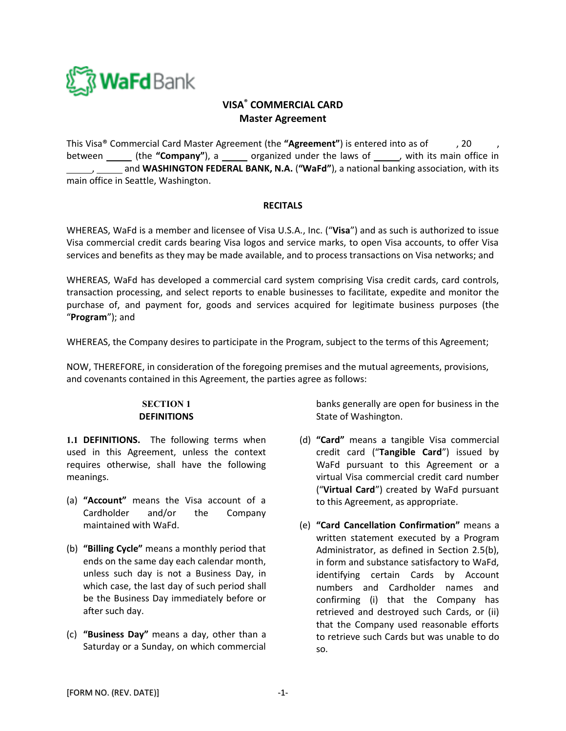WaFd Bank

# VISA® COMMERCIAL CARD
## Master Agreement

This Visa® Commercial Card Master Agreement (the **"Agreement"**) is entered into as of , 20 , between \_\_\_\_\_ (the **"Company"**), a \_\_\_\_\_ organized under the laws of \_\_\_\_\_, with its main office in \_\_\_\_\_, \_\_\_\_\_ and **WASHINGTON FEDERAL BANK, N.A.** (**"WaFd"**), a national banking association, with its main office in Seattle, Washington.

**RECITALS**

WHEREAS, WaFd is a member and licensee of Visa U.S.A., Inc. ("**Visa**") and as such is authorized to issue Visa commercial credit cards bearing Visa logos and service marks, to open Visa accounts, to offer Visa services and benefits as they may be made available, and to process transactions on Visa networks; and

WHEREAS, WaFd has developed a commercial card system comprising Visa credit cards, card controls, transaction processing, and select reports to enable businesses to facilitate, expedite and monitor the purchase of, and payment for, goods and services acquired for legitimate business purposes (the "**Program**"); and

WHEREAS, the Company desires to participate in the Program, subject to the terms of this Agreement;

NOW, THEREFORE, in consideration of the foregoing premises and the mutual agreements, provisions, and covenants contained in this Agreement, the parties agree as follows:

### SECTION 1
### DEFINITIONS

**1.1 DEFINITIONS.** The following terms when used in this Agreement, unless the context requires otherwise, shall have the following meanings.

(a) **"Account"** means the Visa account of a Cardholder and/or the Company maintained with WaFd.

(b) **"Billing Cycle"** means a monthly period that ends on the same day each calendar month, unless such day is not a Business Day, in which case, the last day of such period shall be the Business Day immediately before or after such day.

(c) **"Business Day"** means a day, other than a Saturday or a Sunday, on which commercial banks generally are open for business in the State of Washington.

(d) **"Card"** means a tangible Visa commercial credit card ("**Tangible Card**") issued by WaFd pursuant to this Agreement or a virtual Visa commercial credit card number ("**Virtual Card**") created by WaFd pursuant to this Agreement, as appropriate.

(e) **"Card Cancellation Confirmation"** means a written statement executed by a Program Administrator, as defined in Section 2.5(b), in form and substance satisfactory to WaFd, identifying certain Cards by Account numbers and Cardholder names and confirming (i) that the Company has retrieved and destroyed such Cards, or (ii) that the Company used reasonable efforts to retrieve such Cards but was unable to do so.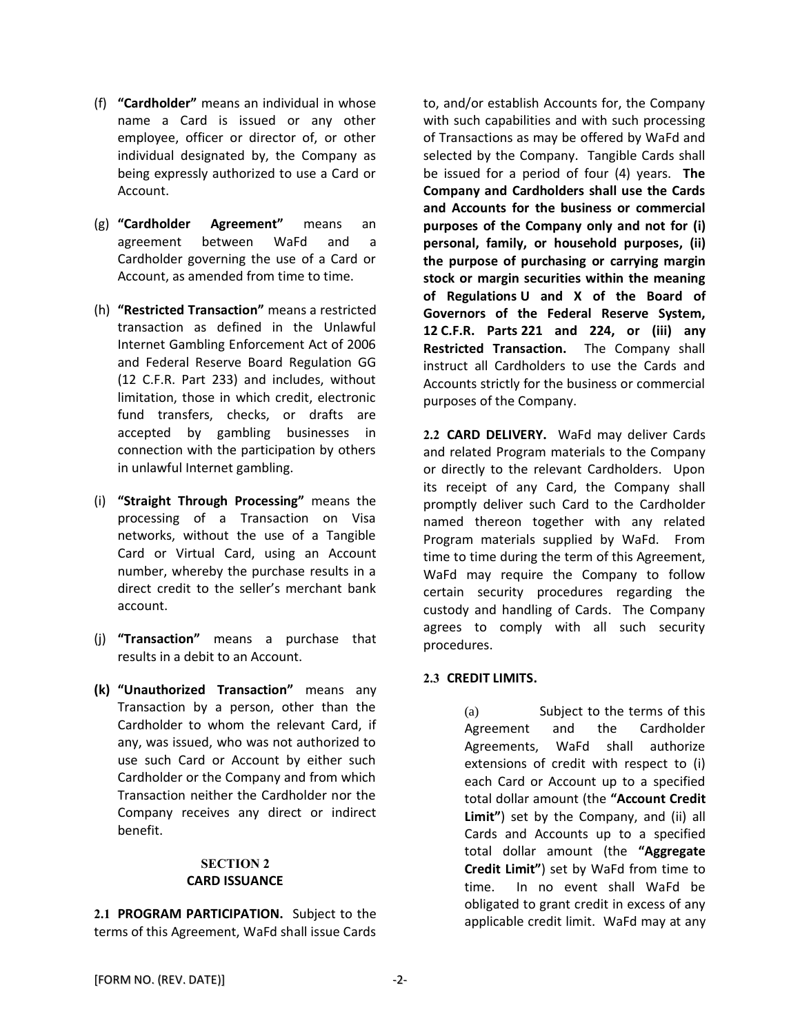(f) **"Cardholder"** means an individual in whose name a Card is issued or any other employee, officer or director of, or other individual designated by, the Company as being expressly authorized to use a Card or Account.

(g) **"Cardholder Agreement"** means an agreement between WaFd and a Cardholder governing the use of a Card or Account, as amended from time to time.

(h) **"Restricted Transaction"** means a restricted transaction as defined in the Unlawful Internet Gambling Enforcement Act of 2006 and Federal Reserve Board Regulation GG (12 C.F.R. Part 233) and includes, without limitation, those in which credit, electronic fund transfers, checks, or drafts are accepted by gambling businesses in connection with the participation by others in unlawful Internet gambling.

(i) **"Straight Through Processing"** means the processing of a Transaction on Visa networks, without the use of a Tangible Card or Virtual Card, using an Account number, whereby the purchase results in a direct credit to the seller's merchant bank account.

(j) **"Transaction"** means a purchase that results in a debit to an Account.

**(k) "Unauthorized Transaction"** means any Transaction by a person, other than the Cardholder to whom the relevant Card, if any, was issued, who was not authorized to use such Card or Account by either such Cardholder or the Company and from which Transaction neither the Cardholder nor the Company receives any direct or indirect benefit.

## SECTION 2
## CARD ISSUANCE

**2.1 PROGRAM PARTICIPATION.** Subject to the terms of this Agreement, WaFd shall issue Cards to, and/or establish Accounts for, the Company with such capabilities and with such processing of Transactions as may be offered by WaFd and selected by the Company. Tangible Cards shall be issued for a period of four (4) years. **The Company and Cardholders shall use the Cards and Accounts for the business or commercial purposes of the Company only and not for (i) personal, family, or household purposes, (ii) the purpose of purchasing or carrying margin stock or margin securities within the meaning of Regulations U and X of the Board of Governors of the Federal Reserve System, 12 C.F.R. Parts 221 and 224, or (iii) any Restricted Transaction.** The Company shall instruct all Cardholders to use the Cards and Accounts strictly for the business or commercial purposes of the Company.

**2.2 CARD DELIVERY.** WaFd may deliver Cards and related Program materials to the Company or directly to the relevant Cardholders. Upon its receipt of any Card, the Company shall promptly deliver such Card to the Cardholder named thereon together with any related Program materials supplied by WaFd. From time to time during the term of this Agreement, WaFd may require the Company to follow certain security procedures regarding the custody and handling of Cards. The Company agrees to comply with all such security procedures.

**2.3 CREDIT LIMITS.**

(a) Subject to the terms of this Agreement and the Cardholder Agreements, WaFd shall authorize extensions of credit with respect to (i) each Card or Account up to a specified total dollar amount (the **"Account Credit Limit"**) set by the Company, and (ii) all Cards and Accounts up to a specified total dollar amount (the **"Aggregate Credit Limit"**) set by WaFd from time to time. In no event shall WaFd be obligated to grant credit in excess of any applicable credit limit. WaFd may at any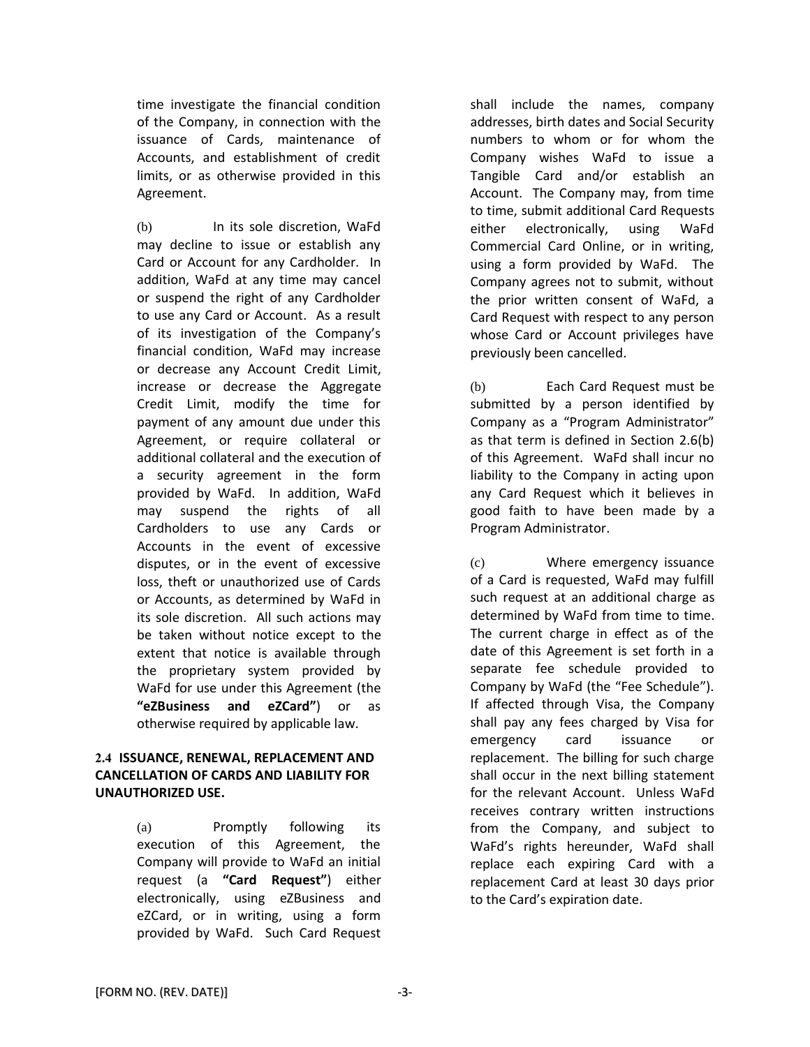time investigate the financial condition of the Company, in connection with the issuance of Cards, maintenance of Accounts, and establishment of credit limits, or as otherwise provided in this Agreement.

(b) In its sole discretion, WaFd may decline to issue or establish any Card or Account for any Cardholder. In addition, WaFd at any time may cancel or suspend the right of any Cardholder to use any Card or Account. As a result of its investigation of the Company's financial condition, WaFd may increase or decrease any Account Credit Limit, increase or decrease the Aggregate Credit Limit, modify the time for payment of any amount due under this Agreement, or require collateral or additional collateral and the execution of a security agreement in the form provided by WaFd. In addition, WaFd may suspend the rights of all Cardholders to use any Cards or Accounts in the event of excessive disputes, or in the event of excessive loss, theft or unauthorized use of Cards or Accounts, as determined by WaFd in its sole discretion. All such actions may be taken without notice except to the extent that notice is available through the proprietary system provided by WaFd for use under this Agreement (the **"eZBusiness and eZCard"**) or as otherwise required by applicable law.

**2.4 ISSUANCE, RENEWAL, REPLACEMENT AND CANCELLATION OF CARDS AND LIABILITY FOR UNAUTHORIZED USE.**

(a) Promptly following its execution of this Agreement, the Company will provide to WaFd an initial request (a **"Card Request"**) either electronically, using eZBusiness and eZCard, or in writing, using a form provided by WaFd. Such Card Request shall include the names, company addresses, birth dates and Social Security numbers to whom or for whom the Company wishes WaFd to issue a Tangible Card and/or establish an Account. The Company may, from time to time, submit additional Card Requests either electronically, using WaFd Commercial Card Online, or in writing, using a form provided by WaFd. The Company agrees not to submit, without the prior written consent of WaFd, a Card Request with respect to any person whose Card or Account privileges have previously been cancelled.

(b) Each Card Request must be submitted by a person identified by Company as a "Program Administrator" as that term is defined in Section 2.6(b) of this Agreement. WaFd shall incur no liability to the Company in acting upon any Card Request which it believes in good faith to have been made by a Program Administrator.

(c) Where emergency issuance of a Card is requested, WaFd may fulfill such request at an additional charge as determined by WaFd from time to time. The current charge in effect as of the date of this Agreement is set forth in a separate fee schedule provided to Company by WaFd (the "Fee Schedule"). If affected through Visa, the Company shall pay any fees charged by Visa for emergency card issuance or replacement. The billing for such charge shall occur in the next billing statement for the relevant Account. Unless WaFd receives contrary written instructions from the Company, and subject to WaFd's rights hereunder, WaFd shall replace each expiring Card with a replacement Card at least 30 days prior to the Card's expiration date.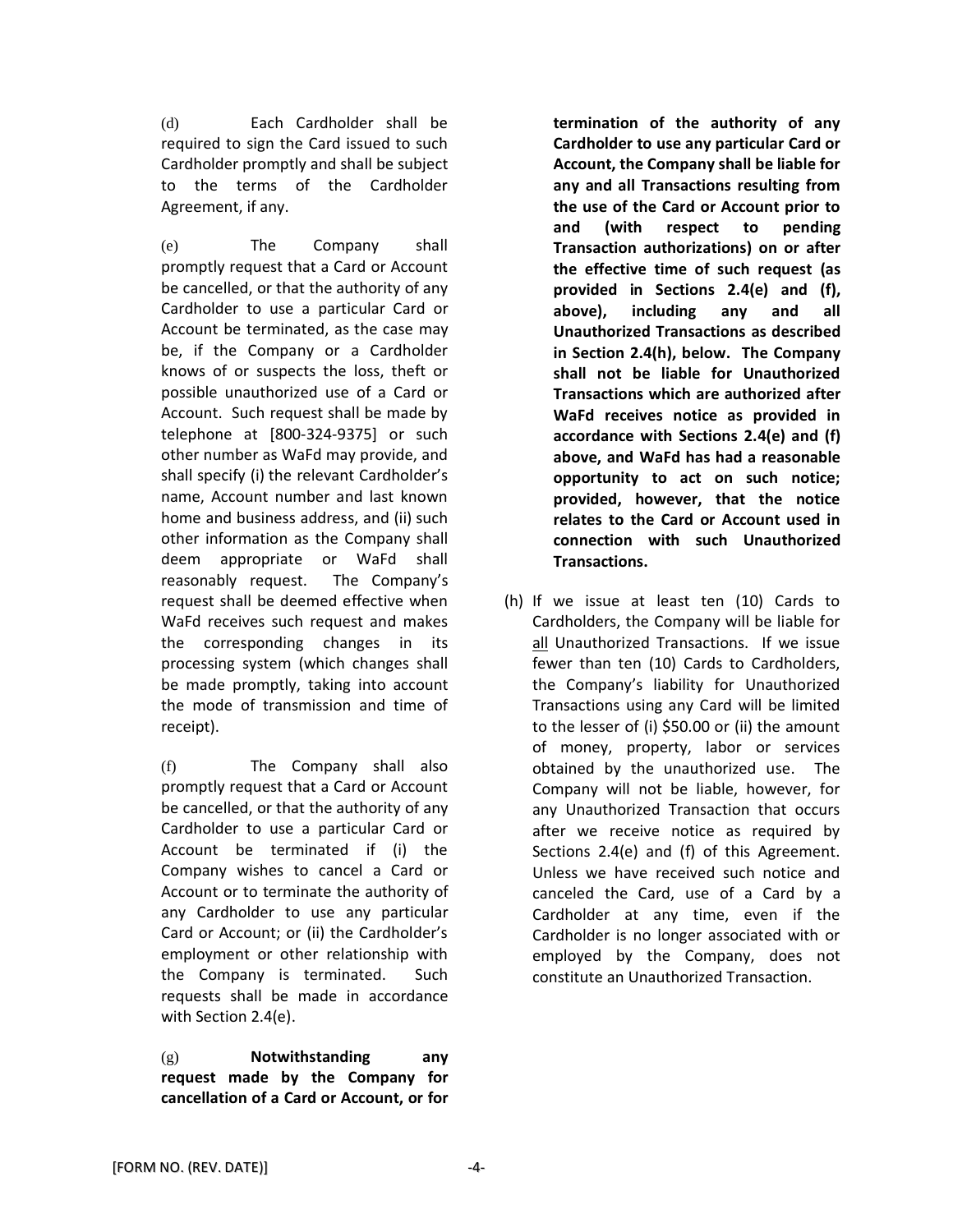(d) Each Cardholder shall be required to sign the Card issued to such Cardholder promptly and shall be subject to the terms of the Cardholder Agreement, if any.

(e) The Company shall promptly request that a Card or Account be cancelled, or that the authority of any Cardholder to use a particular Card or Account be terminated, as the case may be, if the Company or a Cardholder knows of or suspects the loss, theft or possible unauthorized use of a Card or Account. Such request shall be made by telephone at [800-324-9375] or such other number as WaFd may provide, and shall specify (i) the relevant Cardholder's name, Account number and last known home and business address, and (ii) such other information as the Company shall deem appropriate or WaFd shall reasonably request. The Company's request shall be deemed effective when WaFd receives such request and makes the corresponding changes in its processing system (which changes shall be made promptly, taking into account the mode of transmission and time of receipt).

(f) The Company shall also promptly request that a Card or Account be cancelled, or that the authority of any Cardholder to use a particular Card or Account be terminated if (i) the Company wishes to cancel a Card or Account or to terminate the authority of any Cardholder to use any particular Card or Account; or (ii) the Cardholder's employment or other relationship with the Company is terminated. Such requests shall be made in accordance with Section 2.4(e).

(g) **Notwithstanding any request made by the Company for cancellation of a Card or Account, or for termination of the authority of any Cardholder to use any particular Card or Account, the Company shall be liable for any and all Transactions resulting from the use of the Card or Account prior to and (with respect to pending Transaction authorizations) on or after the effective time of such request (as provided in Sections 2.4(e) and (f), above), including any and all Unauthorized Transactions as described in Section 2.4(h), below. The Company shall not be liable for Unauthorized Transactions which are authorized after WaFd receives notice as provided in accordance with Sections 2.4(e) and (f) above, and WaFd has had a reasonable opportunity to act on such notice; provided, however, that the notice relates to the Card or Account used in connection with such Unauthorized Transactions.**

(h) If we issue at least ten (10) Cards to Cardholders, the Company will be liable for all Unauthorized Transactions. If we issue fewer than ten (10) Cards to Cardholders, the Company's liability for Unauthorized Transactions using any Card will be limited to the lesser of (i) $50.00 or (ii) the amount of money, property, labor or services obtained by the unauthorized use. The Company will not be liable, however, for any Unauthorized Transaction that occurs after we receive notice as required by Sections 2.4(e) and (f) of this Agreement. Unless we have received such notice and canceled the Card, use of a Card by a Cardholder at any time, even if the Cardholder is no longer associated with or employed by the Company, does not constitute an Unauthorized Transaction.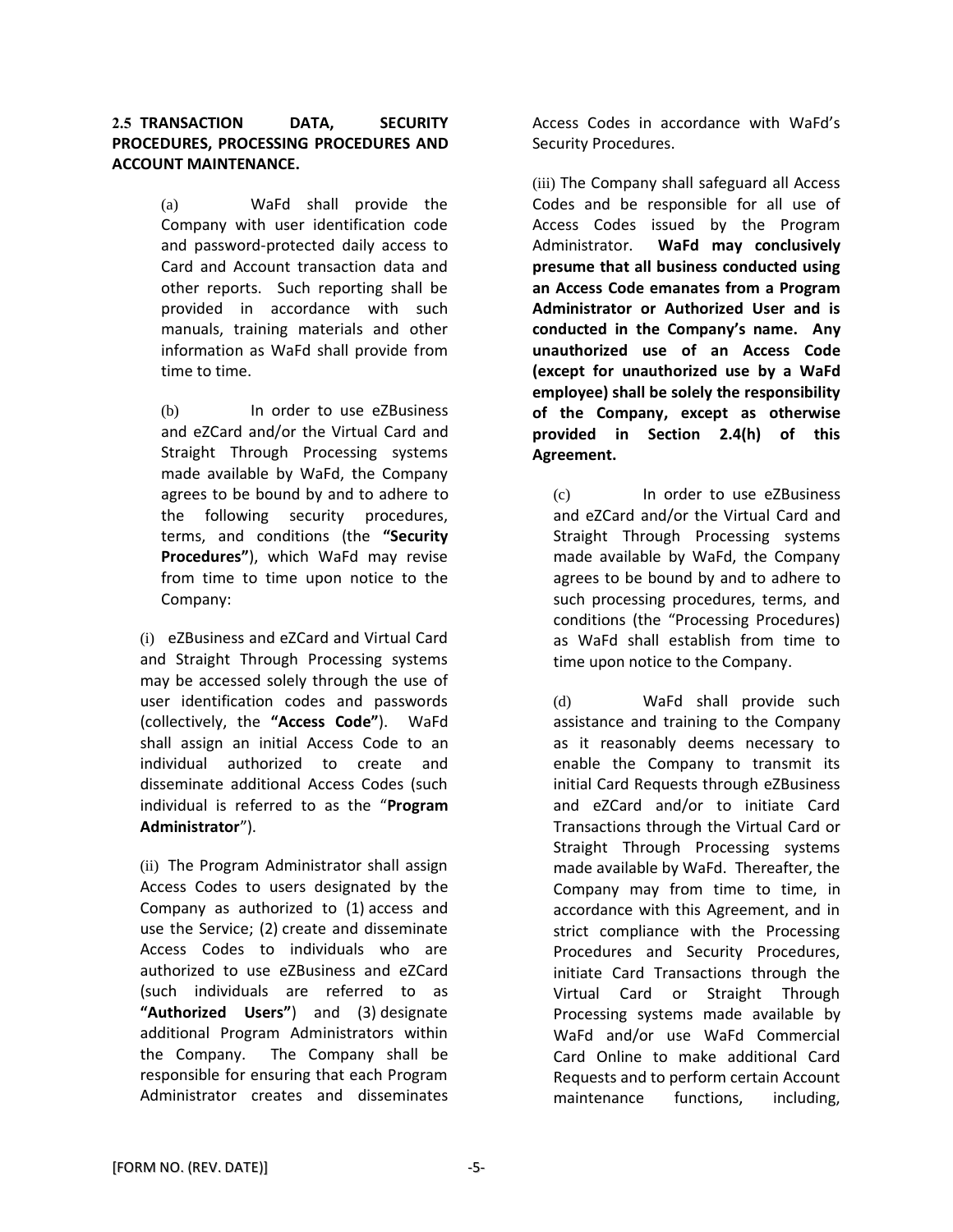**2.5 TRANSACTION DATA, SECURITY PROCEDURES, PROCESSING PROCEDURES AND ACCOUNT MAINTENANCE.**

(a) WaFd shall provide the Company with user identification code and password-protected daily access to Card and Account transaction data and other reports. Such reporting shall be provided in accordance with such manuals, training materials and other information as WaFd shall provide from time to time.

(b) In order to use eZBusiness and eZCard and/or the Virtual Card and Straight Through Processing systems made available by WaFd, the Company agrees to be bound by and to adhere to the following security procedures, terms, and conditions (the **"Security Procedures"**), which WaFd may revise from time to time upon notice to the Company:

(i) eZBusiness and eZCard and Virtual Card and Straight Through Processing systems may be accessed solely through the use of user identification codes and passwords (collectively, the **"Access Code"**). WaFd shall assign an initial Access Code to an individual authorized to create and disseminate additional Access Codes (such individual is referred to as the "**Program Administrator**").

(ii) The Program Administrator shall assign Access Codes to users designated by the Company as authorized to (1) access and use the Service; (2) create and disseminate Access Codes to individuals who are authorized to use eZBusiness and eZCard (such individuals are referred to as **"Authorized Users"**) and (3) designate additional Program Administrators within the Company. The Company shall be responsible for ensuring that each Program Administrator creates and disseminates Access Codes in accordance with WaFd's Security Procedures.

(iii) The Company shall safeguard all Access Codes and be responsible for all use of Access Codes issued by the Program Administrator. **WaFd may conclusively presume that all business conducted using an Access Code emanates from a Program Administrator or Authorized User and is conducted in the Company's name. Any unauthorized use of an Access Code (except for unauthorized use by a WaFd employee) shall be solely the responsibility of the Company, except as otherwise provided in Section 2.4(h) of this Agreement.**

(c) In order to use eZBusiness and eZCard and/or the Virtual Card and Straight Through Processing systems made available by WaFd, the Company agrees to be bound by and to adhere to such processing procedures, terms, and conditions (the "Processing Procedures) as WaFd shall establish from time to time upon notice to the Company.

(d) WaFd shall provide such assistance and training to the Company as it reasonably deems necessary to enable the Company to transmit its initial Card Requests through eZBusiness and eZCard and/or to initiate Card Transactions through the Virtual Card or Straight Through Processing systems made available by WaFd. Thereafter, the Company may from time to time, in accordance with this Agreement, and in strict compliance with the Processing Procedures and Security Procedures, initiate Card Transactions through the Virtual Card or Straight Through Processing systems made available by WaFd and/or use WaFd Commercial Card Online to make additional Card Requests and to perform certain Account maintenance functions, including,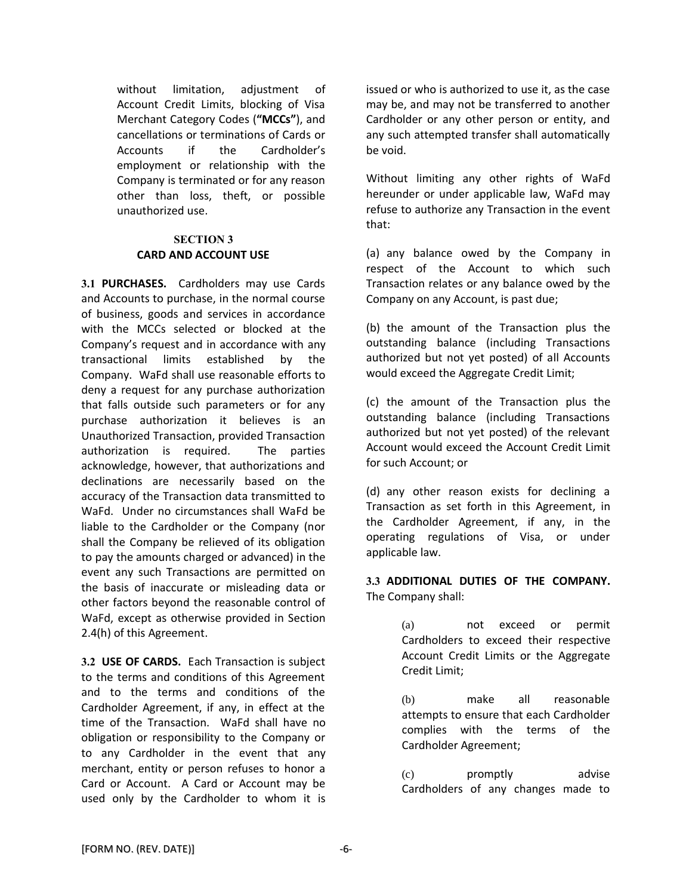without limitation, adjustment of Account Credit Limits, blocking of Visa Merchant Category Codes (**"MCCs"**), and cancellations or terminations of Cards or Accounts if the Cardholder's employment or relationship with the Company is terminated or for any reason other than loss, theft, or possible unauthorized use.

## SECTION 3
## CARD AND ACCOUNT USE

**3.1 PURCHASES.** Cardholders may use Cards and Accounts to purchase, in the normal course of business, goods and services in accordance with the MCCs selected or blocked at the Company's request and in accordance with any transactional limits established by the Company. WaFd shall use reasonable efforts to deny a request for any purchase authorization that falls outside such parameters or for any purchase authorization it believes is an Unauthorized Transaction, provided Transaction authorization is required. The parties acknowledge, however, that authorizations and declinations are necessarily based on the accuracy of the Transaction data transmitted to WaFd. Under no circumstances shall WaFd be liable to the Cardholder or the Company (nor shall the Company be relieved of its obligation to pay the amounts charged or advanced) in the event any such Transactions are permitted on the basis of inaccurate or misleading data or other factors beyond the reasonable control of WaFd, except as otherwise provided in Section 2.4(h) of this Agreement.

**3.2 USE OF CARDS.** Each Transaction is subject to the terms and conditions of this Agreement and to the terms and conditions of the Cardholder Agreement, if any, in effect at the time of the Transaction. WaFd shall have no obligation or responsibility to the Company or to any Cardholder in the event that any merchant, entity or person refuses to honor a Card or Account. A Card or Account may be used only by the Cardholder to whom it is issued or who is authorized to use it, as the case may be, and may not be transferred to another Cardholder or any other person or entity, and any such attempted transfer shall automatically be void.

Without limiting any other rights of WaFd hereunder or under applicable law, WaFd may refuse to authorize any Transaction in the event that:

(a) any balance owed by the Company in respect of the Account to which such Transaction relates or any balance owed by the Company on any Account, is past due;

(b) the amount of the Transaction plus the outstanding balance (including Transactions authorized but not yet posted) of all Accounts would exceed the Aggregate Credit Limit;

(c) the amount of the Transaction plus the outstanding balance (including Transactions authorized but not yet posted) of the relevant Account would exceed the Account Credit Limit for such Account; or

(d) any other reason exists for declining a Transaction as set forth in this Agreement, in the Cardholder Agreement, if any, in the operating regulations of Visa, or under applicable law.

**3.3 ADDITIONAL DUTIES OF THE COMPANY.** The Company shall:

(a) not exceed or permit Cardholders to exceed their respective Account Credit Limits or the Aggregate Credit Limit;

(b) make all reasonable attempts to ensure that each Cardholder complies with the terms of the Cardholder Agreement;

(c) promptly advise Cardholders of any changes made to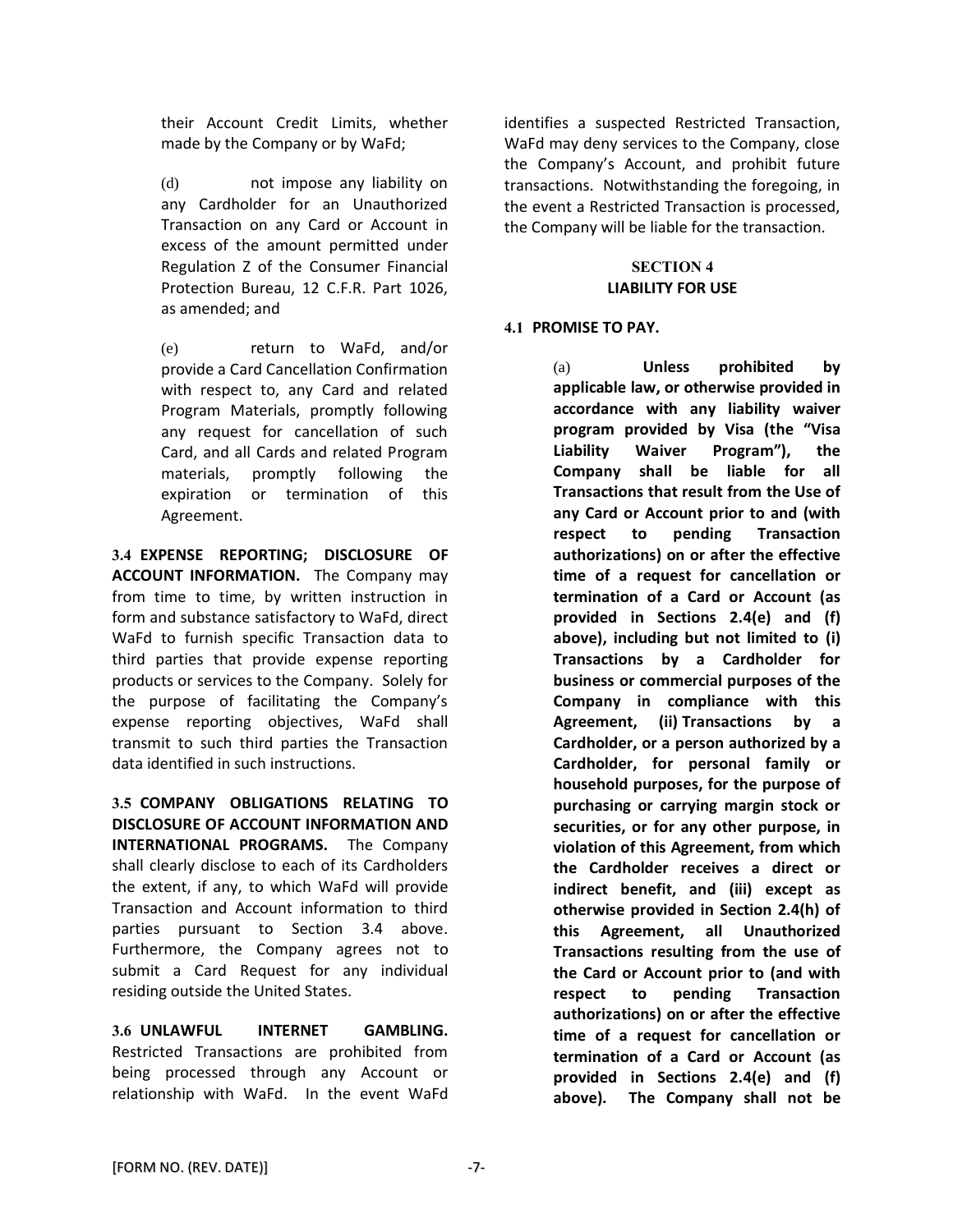their Account Credit Limits, whether made by the Company or by WaFd;

(d) not impose any liability on any Cardholder for an Unauthorized Transaction on any Card or Account in excess of the amount permitted under Regulation Z of the Consumer Financial Protection Bureau, 12 C.F.R. Part 1026, as amended; and

(e) return to WaFd, and/or provide a Card Cancellation Confirmation with respect to, any Card and related Program Materials, promptly following any request for cancellation of such Card, and all Cards and related Program materials, promptly following the expiration or termination of this Agreement.

**3.4 EXPENSE REPORTING; DISCLOSURE OF ACCOUNT INFORMATION.** The Company may from time to time, by written instruction in form and substance satisfactory to WaFd, direct WaFd to furnish specific Transaction data to third parties that provide expense reporting products or services to the Company. Solely for the purpose of facilitating the Company's expense reporting objectives, WaFd shall transmit to such third parties the Transaction data identified in such instructions.

**3.5 COMPANY OBLIGATIONS RELATING TO DISCLOSURE OF ACCOUNT INFORMATION AND INTERNATIONAL PROGRAMS.** The Company shall clearly disclose to each of its Cardholders the extent, if any, to which WaFd will provide Transaction and Account information to third parties pursuant to Section 3.4 above. Furthermore, the Company agrees not to submit a Card Request for any individual residing outside the United States.

**3.6 UNLAWFUL INTERNET GAMBLING.** Restricted Transactions are prohibited from being processed through any Account or relationship with WaFd. In the event WaFd identifies a suspected Restricted Transaction, WaFd may deny services to the Company, close the Company's Account, and prohibit future transactions. Notwithstanding the foregoing, in the event a Restricted Transaction is processed, the Company will be liable for the transaction.

## SECTION 4
## LIABILITY FOR USE

**4.1 PROMISE TO PAY.**

(a) **Unless prohibited by applicable law, or otherwise provided in accordance with any liability waiver program provided by Visa (the "Visa Liability Waiver Program"), the Company shall be liable for all Transactions that result from the Use of any Card or Account prior to and (with respect to pending Transaction authorizations) on or after the effective time of a request for cancellation or termination of a Card or Account (as provided in Sections 2.4(e) and (f) above), including but not limited to (i) Transactions by a Cardholder for business or commercial purposes of the Company in compliance with this Agreement, (ii) Transactions by a Cardholder, or a person authorized by a Cardholder, for personal family or household purposes, for the purpose of purchasing or carrying margin stock or securities, or for any other purpose, in violation of this Agreement, from which the Cardholder receives a direct or indirect benefit, and (iii) except as otherwise provided in Section 2.4(h) of this Agreement, all Unauthorized Transactions resulting from the use of the Card or Account prior to (and with respect to pending Transaction authorizations) on or after the effective time of a request for cancellation or termination of a Card or Account (as provided in Sections 2.4(e) and (f) above). The Company shall not be**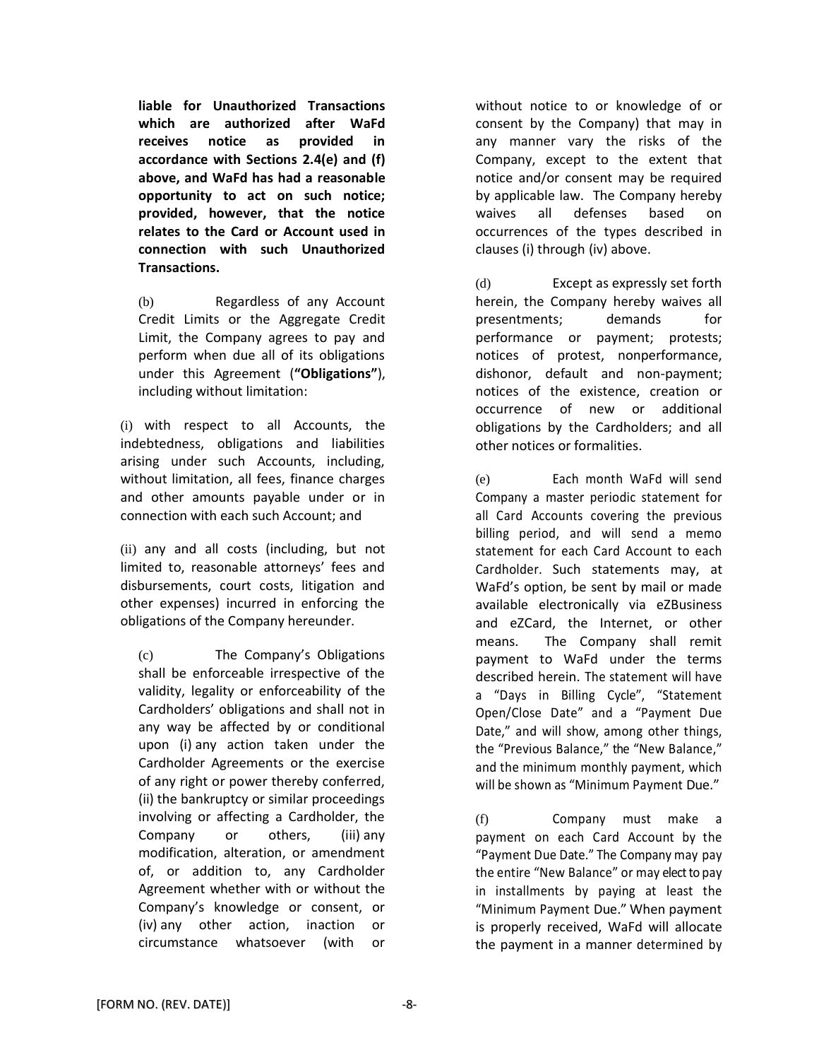**liable for Unauthorized Transactions which are authorized after WaFd receives notice as provided in accordance with Sections 2.4(e) and (f) above, and WaFd has had a reasonable opportunity to act on such notice; provided, however, that the notice relates to the Card or Account used in connection with such Unauthorized Transactions.**

(b) Regardless of any Account Credit Limits or the Aggregate Credit Limit, the Company agrees to pay and perform when due all of its obligations under this Agreement (**"Obligations"**), including without limitation:

(i) with respect to all Accounts, the indebtedness, obligations and liabilities arising under such Accounts, including, without limitation, all fees, finance charges and other amounts payable under or in connection with each such Account; and

(ii) any and all costs (including, but not limited to, reasonable attorneys' fees and disbursements, court costs, litigation and other expenses) incurred in enforcing the obligations of the Company hereunder.

(c) The Company's Obligations shall be enforceable irrespective of the validity, legality or enforceability of the Cardholders' obligations and shall not in any way be affected by or conditional upon (i) any action taken under the Cardholder Agreements or the exercise of any right or power thereby conferred, (ii) the bankruptcy or similar proceedings involving or affecting a Cardholder, the Company or others, (iii) any modification, alteration, or amendment of, or addition to, any Cardholder Agreement whether with or without the Company's knowledge or consent, or (iv) any other action, inaction or circumstance whatsoever (with or without notice to or knowledge of or consent by the Company) that may in any manner vary the risks of the Company, except to the extent that notice and/or consent may be required by applicable law. The Company hereby waives all defenses based on occurrences of the types described in clauses (i) through (iv) above.

(d) Except as expressly set forth herein, the Company hereby waives all presentments; demands for performance or payment; protests; notices of protest, nonperformance, dishonor, default and non-payment; notices of the existence, creation or occurrence of new or additional obligations by the Cardholders; and all other notices or formalities.

(e) Each month WaFd will send Company a master periodic statement for all Card Accounts covering the previous billing period, and will send a memo statement for each Card Account to each Cardholder. Such statements may, at WaFd's option, be sent by mail or made available electronically via eZBusiness and eZCard, the Internet, or other means. The Company shall remit payment to WaFd under the terms described herein. The statement will have a "Days in Billing Cycle", "Statement Open/Close Date" and a "Payment Due Date," and will show, among other things, the "Previous Balance," the "New Balance," and the minimum monthly payment, which will be shown as "Minimum Payment Due."

(f) Company must make a payment on each Card Account by the "Payment Due Date." The Company may pay the entire "New Balance" or may elect to pay in installments by paying at least the "Minimum Payment Due." When payment is properly received, WaFd will allocate the payment in a manner determined by

[FORM NO. (REV. DATE)]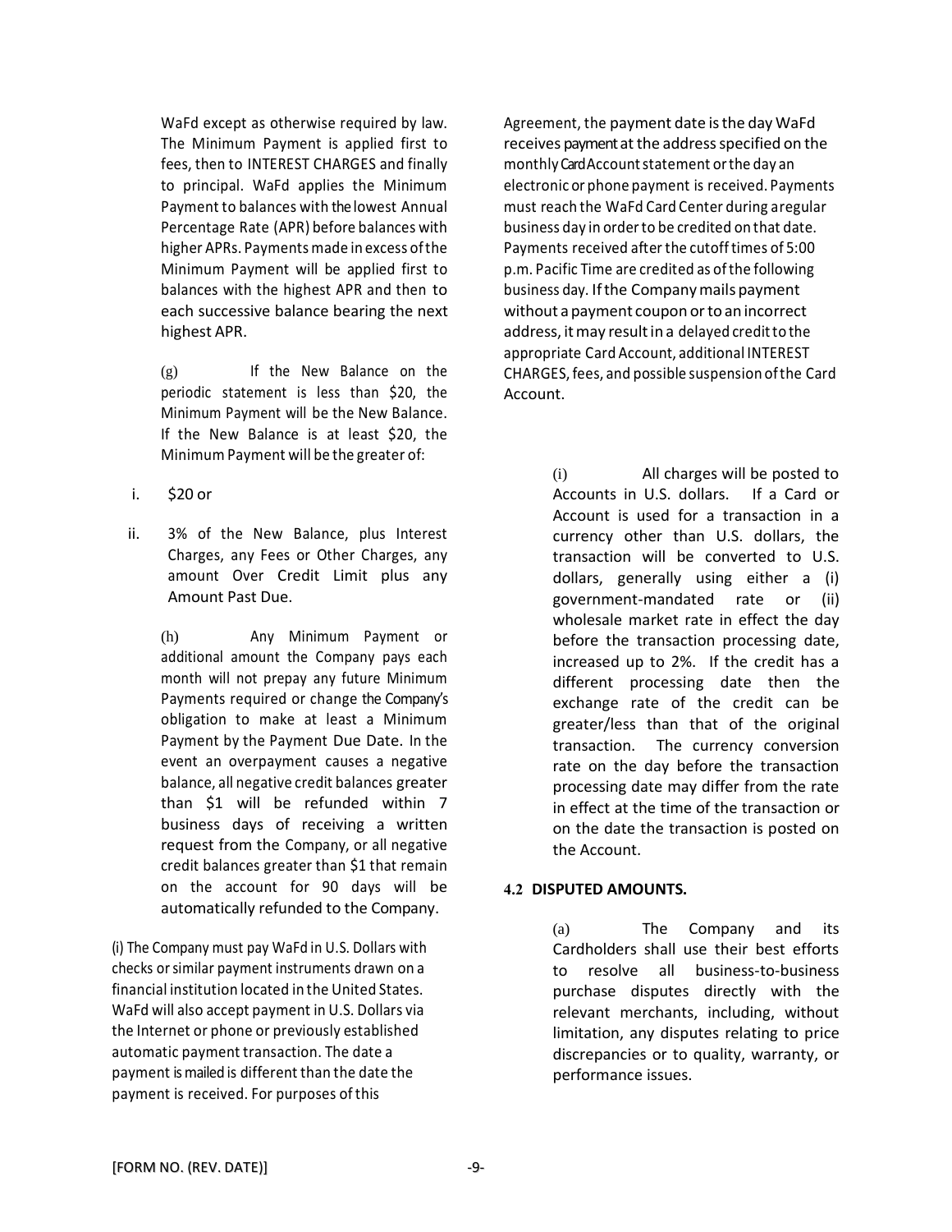WaFd except as otherwise required by law. The Minimum Payment is applied first to fees, then to INTEREST CHARGES and finally to principal. WaFd applies the Minimum Payment to balances with the lowest Annual Percentage Rate (APR) before balances with higher APRs. Payments made in excess of the Minimum Payment will be applied first to balances with the highest APR and then to each successive balance bearing the next highest APR.

(g) If the New Balance on the periodic statement is less than $20, the Minimum Payment will be the New Balance. If the New Balance is at least $20, the Minimum Payment will be the greater of:

i. $20 or

ii. 3% of the New Balance, plus Interest Charges, any Fees or Other Charges, any amount Over Credit Limit plus any Amount Past Due.

(h) Any Minimum Payment or additional amount the Company pays each month will not prepay any future Minimum Payments required or change the Company's obligation to make at least a Minimum Payment by the Payment Due Date. In the event an overpayment causes a negative balance, all negative credit balances greater than $1 will be refunded within 7 business days of receiving a written request from the Company, or all negative credit balances greater than $1 that remain on the account for 90 days will be automatically refunded to the Company.

(i) The Company must pay WaFd in U.S. Dollars with checks or similar payment instruments drawn on a financial institution located in the United States. WaFd will also accept payment in U.S. Dollars via the Internet or phone or previously established automatic payment transaction. The date a payment is mailed is different than the date the payment is received. For purposes of this Agreement, the payment date is the day WaFd receives payment at the address specified on the monthly Card Account statement or the day an electronic or phone payment is received. Payments must reach the WaFd Card Center during a regular business day in order to be credited on that date. Payments received after the cutoff times of 5:00 p.m. Pacific Time are credited as of the following business day. If the Company mails payment without a payment coupon or to an incorrect address, it may result in a delayed credit to the appropriate Card Account, additional INTEREST CHARGES, fees, and possible suspension of the Card Account.

(i) All charges will be posted to Accounts in U.S. dollars. If a Card or Account is used for a transaction in a currency other than U.S. dollars, the transaction will be converted to U.S. dollars, generally using either a (i) government-mandated rate or (ii) wholesale market rate in effect the day before the transaction processing date, increased up to 2%. If the credit has a different processing date then the exchange rate of the credit can be greater/less than that of the original transaction. The currency conversion rate on the day before the transaction processing date may differ from the rate in effect at the time of the transaction or on the date the transaction is posted on the Account.

### 4.2 DISPUTED AMOUNTS.

(a) The Company and its Cardholders shall use their best efforts to resolve all business-to-business purchase disputes directly with the relevant merchants, including, without limitation, any disputes relating to price discrepancies or to quality, warranty, or performance issues.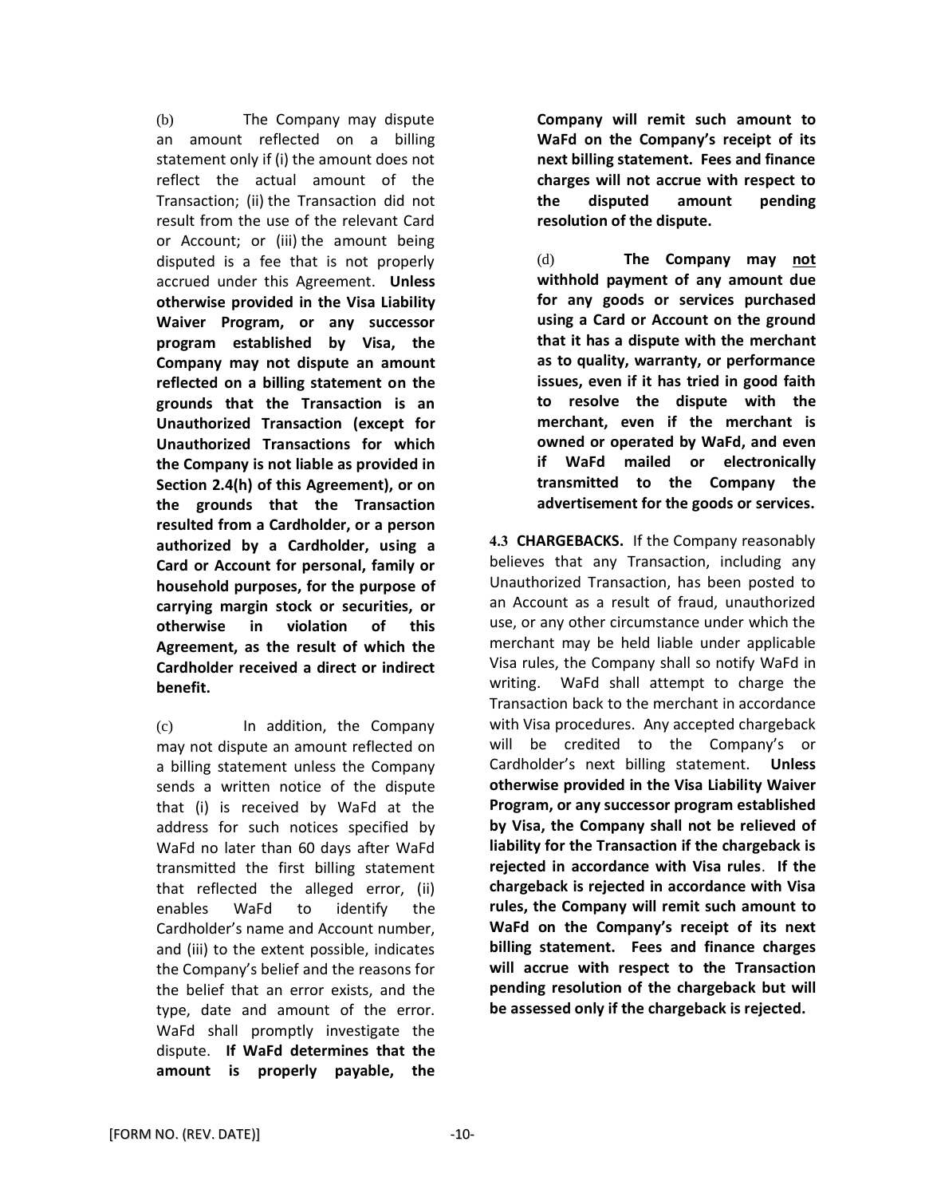(b) The Company may dispute an amount reflected on a billing statement only if (i) the amount does not reflect the actual amount of the Transaction; (ii) the Transaction did not result from the use of the relevant Card or Account; or (iii) the amount being disputed is a fee that is not properly accrued under this Agreement. **Unless otherwise provided in the Visa Liability Waiver Program, or any successor program established by Visa, the Company may not dispute an amount reflected on a billing statement on the grounds that the Transaction is an Unauthorized Transaction (except for Unauthorized Transactions for which the Company is not liable as provided in Section 2.4(h) of this Agreement), or on the grounds that the Transaction resulted from a Cardholder, or a person authorized by a Cardholder, using a Card or Account for personal, family or household purposes, for the purpose of carrying margin stock or securities, or otherwise in violation of this Agreement, as the result of which the Cardholder received a direct or indirect benefit.**

(c) In addition, the Company may not dispute an amount reflected on a billing statement unless the Company sends a written notice of the dispute that (i) is received by WaFd at the address for such notices specified by WaFd no later than 60 days after WaFd transmitted the first billing statement that reflected the alleged error, (ii) enables WaFd to identify the Cardholder's name and Account number, and (iii) to the extent possible, indicates the Company's belief and the reasons for the belief that an error exists, and the type, date and amount of the error. WaFd shall promptly investigate the dispute. **If WaFd determines that the amount is properly payable, the Company will remit such amount to WaFd on the Company's receipt of its next billing statement. Fees and finance charges will not accrue with respect to the disputed amount pending resolution of the dispute.**

(d) **The Company may <u>not</u> withhold payment of any amount due for any goods or services purchased using a Card or Account on the ground that it has a dispute with the merchant as to quality, warranty, or performance issues, even if it has tried in good faith to resolve the dispute with the merchant, even if the merchant is owned or operated by WaFd, and even if WaFd mailed or electronically transmitted to the Company the advertisement for the goods or services.**

**4.3 CHARGEBACKS.** If the Company reasonably believes that any Transaction, including any Unauthorized Transaction, has been posted to an Account as a result of fraud, unauthorized use, or any other circumstance under which the merchant may be held liable under applicable Visa rules, the Company shall so notify WaFd in writing. WaFd shall attempt to charge the Transaction back to the merchant in accordance with Visa procedures. Any accepted chargeback will be credited to the Company's or Cardholder's next billing statement. **Unless otherwise provided in the Visa Liability Waiver Program, or any successor program established by Visa, the Company shall not be relieved of liability for the Transaction if the chargeback is rejected in accordance with Visa rules**. **If the chargeback is rejected in accordance with Visa rules, the Company will remit such amount to WaFd on the Company's receipt of its next billing statement. Fees and finance charges will accrue with respect to the Transaction pending resolution of the chargeback but will be assessed only if the chargeback is rejected.**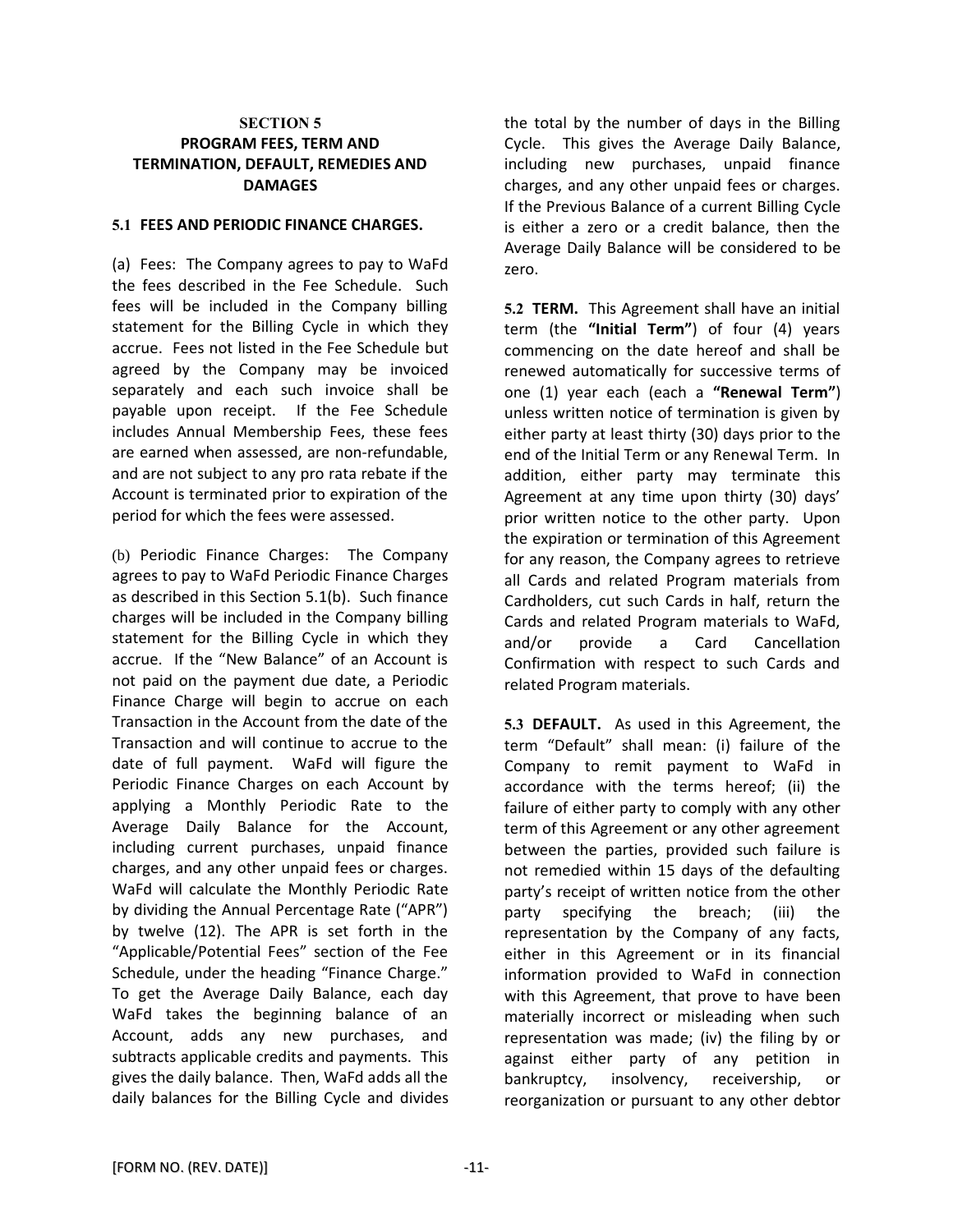## SECTION 5
## PROGRAM FEES, TERM AND TERMINATION, DEFAULT, REMEDIES AND DAMAGES

### 5.1 FEES AND PERIODIC FINANCE CHARGES.

(a) Fees: The Company agrees to pay to WaFd the fees described in the Fee Schedule. Such fees will be included in the Company billing statement for the Billing Cycle in which they accrue. Fees not listed in the Fee Schedule but agreed by the Company may be invoiced separately and each such invoice shall be payable upon receipt. If the Fee Schedule includes Annual Membership Fees, these fees are earned when assessed, are non-refundable, and are not subject to any pro rata rebate if the Account is terminated prior to expiration of the period for which the fees were assessed.

(b) Periodic Finance Charges: The Company agrees to pay to WaFd Periodic Finance Charges as described in this Section 5.1(b). Such finance charges will be included in the Company billing statement for the Billing Cycle in which they accrue. If the "New Balance" of an Account is not paid on the payment due date, a Periodic Finance Charge will begin to accrue on each Transaction in the Account from the date of the Transaction and will continue to accrue to the date of full payment. WaFd will figure the Periodic Finance Charges on each Account by applying a Monthly Periodic Rate to the Average Daily Balance for the Account, including current purchases, unpaid finance charges, and any other unpaid fees or charges. WaFd will calculate the Monthly Periodic Rate by dividing the Annual Percentage Rate ("APR") by twelve (12). The APR is set forth in the "Applicable/Potential Fees" section of the Fee Schedule, under the heading "Finance Charge." To get the Average Daily Balance, each day WaFd takes the beginning balance of an Account, adds any new purchases, and subtracts applicable credits and payments. This gives the daily balance. Then, WaFd adds all the daily balances for the Billing Cycle and divides the total by the number of days in the Billing Cycle. This gives the Average Daily Balance, including new purchases, unpaid finance charges, and any other unpaid fees or charges. If the Previous Balance of a current Billing Cycle is either a zero or a credit balance, then the Average Daily Balance will be considered to be zero.

**5.2 TERM.** This Agreement shall have an initial term (the **"Initial Term"**) of four (4) years commencing on the date hereof and shall be renewed automatically for successive terms of one (1) year each (each a **"Renewal Term"**) unless written notice of termination is given by either party at least thirty (30) days prior to the end of the Initial Term or any Renewal Term. In addition, either party may terminate this Agreement at any time upon thirty (30) days' prior written notice to the other party. Upon the expiration or termination of this Agreement for any reason, the Company agrees to retrieve all Cards and related Program materials from Cardholders, cut such Cards in half, return the Cards and related Program materials to WaFd, and/or provide a Card Cancellation Confirmation with respect to such Cards and related Program materials.

**5.3 DEFAULT.** As used in this Agreement, the term "Default" shall mean: (i) failure of the Company to remit payment to WaFd in accordance with the terms hereof; (ii) the failure of either party to comply with any other term of this Agreement or any other agreement between the parties, provided such failure is not remedied within 15 days of the defaulting party's receipt of written notice from the other party specifying the breach; (iii) the representation by the Company of any facts, either in this Agreement or in its financial information provided to WaFd in connection with this Agreement, that prove to have been materially incorrect or misleading when such representation was made; (iv) the filing by or against either party of any petition in bankruptcy, insolvency, receivership, or reorganization or pursuant to any other debtor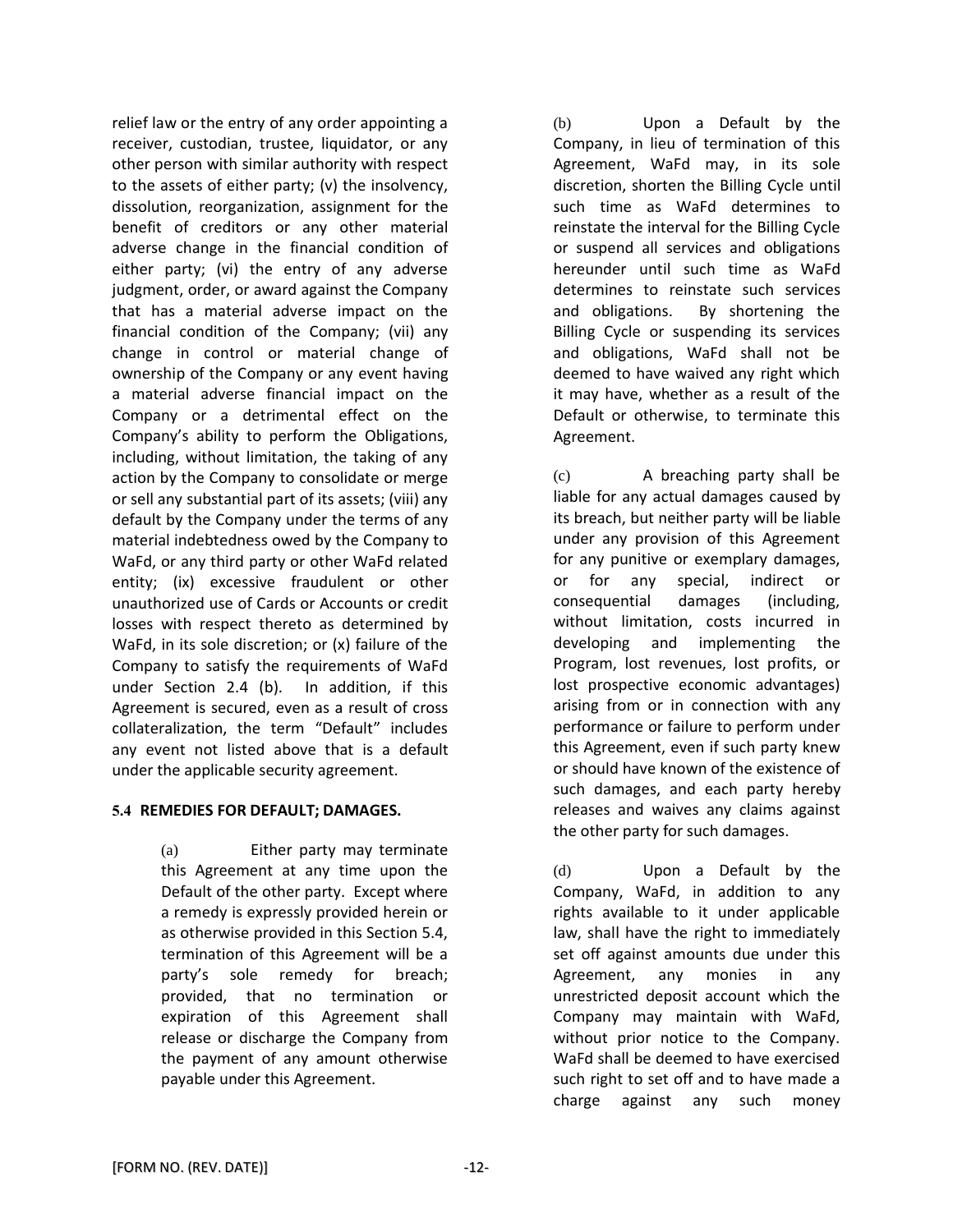relief law or the entry of any order appointing a receiver, custodian, trustee, liquidator, or any other person with similar authority with respect to the assets of either party; (v) the insolvency, dissolution, reorganization, assignment for the benefit of creditors or any other material adverse change in the financial condition of either party; (vi) the entry of any adverse judgment, order, or award against the Company that has a material adverse impact on the financial condition of the Company; (vii) any change in control or material change of ownership of the Company or any event having a material adverse financial impact on the Company or a detrimental effect on the Company's ability to perform the Obligations, including, without limitation, the taking of any action by the Company to consolidate or merge or sell any substantial part of its assets; (viii) any default by the Company under the terms of any material indebtedness owed by the Company to WaFd, or any third party or other WaFd related entity; (ix) excessive fraudulent or other unauthorized use of Cards or Accounts or credit losses with respect thereto as determined by WaFd, in its sole discretion; or (x) failure of the Company to satisfy the requirements of WaFd under Section 2.4 (b). In addition, if this Agreement is secured, even as a result of cross collateralization, the term "Default" includes any event not listed above that is a default under the applicable security agreement.

**5.4 REMEDIES FOR DEFAULT; DAMAGES.**

(a) Either party may terminate this Agreement at any time upon the Default of the other party. Except where a remedy is expressly provided herein or as otherwise provided in this Section 5.4, termination of this Agreement will be a party's sole remedy for breach; provided, that no termination or expiration of this Agreement shall release or discharge the Company from the payment of any amount otherwise payable under this Agreement.

(b) Upon a Default by the Company, in lieu of termination of this Agreement, WaFd may, in its sole discretion, shorten the Billing Cycle until such time as WaFd determines to reinstate the interval for the Billing Cycle or suspend all services and obligations hereunder until such time as WaFd determines to reinstate such services and obligations. By shortening the Billing Cycle or suspending its services and obligations, WaFd shall not be deemed to have waived any right which it may have, whether as a result of the Default or otherwise, to terminate this Agreement.

(c) A breaching party shall be liable for any actual damages caused by its breach, but neither party will be liable under any provision of this Agreement for any punitive or exemplary damages, or for any special, indirect or consequential damages (including, without limitation, costs incurred in developing and implementing the Program, lost revenues, lost profits, or lost prospective economic advantages) arising from or in connection with any performance or failure to perform under this Agreement, even if such party knew or should have known of the existence of such damages, and each party hereby releases and waives any claims against the other party for such damages.

(d) Upon a Default by the Company, WaFd, in addition to any rights available to it under applicable law, shall have the right to immediately set off against amounts due under this Agreement, any monies in any unrestricted deposit account which the Company may maintain with WaFd, without prior notice to the Company. WaFd shall be deemed to have exercised such right to set off and to have made a charge against any such money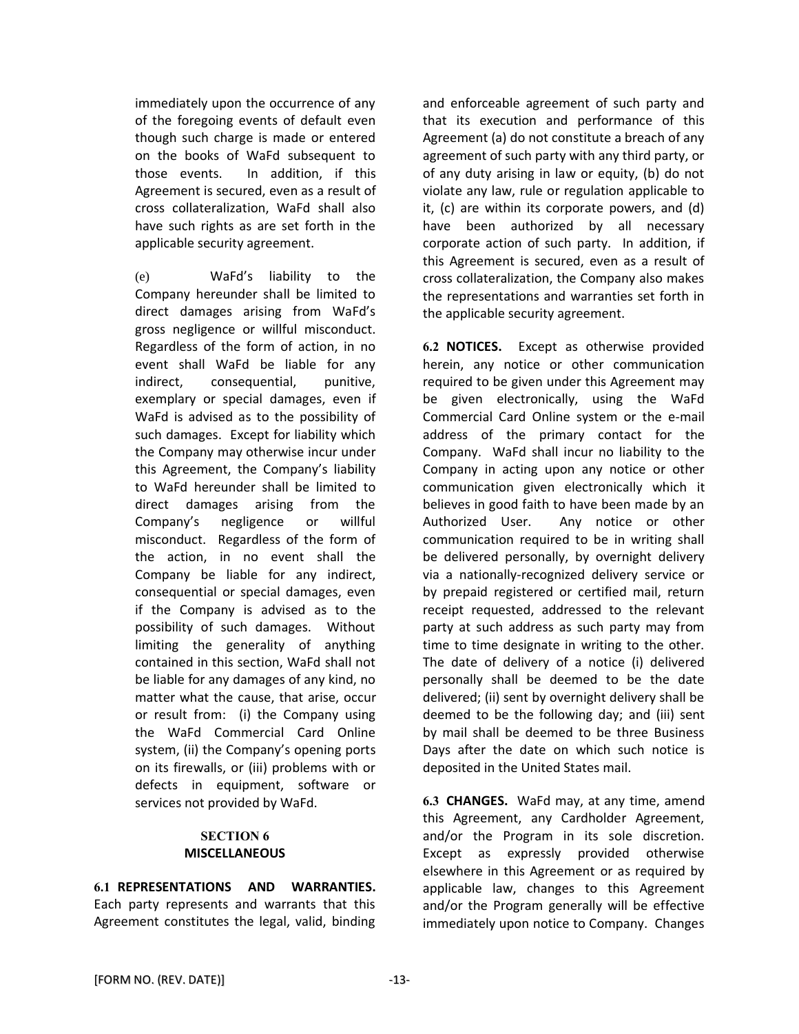immediately upon the occurrence of any of the foregoing events of default even though such charge is made or entered on the books of WaFd subsequent to those events. In addition, if this Agreement is secured, even as a result of cross collateralization, WaFd shall also have such rights as are set forth in the applicable security agreement.

(e) WaFd's liability to the Company hereunder shall be limited to direct damages arising from WaFd's gross negligence or willful misconduct. Regardless of the form of action, in no event shall WaFd be liable for any indirect, consequential, punitive, exemplary or special damages, even if WaFd is advised as to the possibility of such damages. Except for liability which the Company may otherwise incur under this Agreement, the Company's liability to WaFd hereunder shall be limited to direct damages arising from the Company's negligence or willful misconduct. Regardless of the form of the action, in no event shall the Company be liable for any indirect, consequential or special damages, even if the Company is advised as to the possibility of such damages. Without limiting the generality of anything contained in this section, WaFd shall not be liable for any damages of any kind, no matter what the cause, that arise, occur or result from: (i) the Company using the WaFd Commercial Card Online system, (ii) the Company's opening ports on its firewalls, or (iii) problems with or defects in equipment, software or services not provided by WaFd.

## SECTION 6
## MISCELLANEOUS

**6.1 REPRESENTATIONS AND WARRANTIES.** Each party represents and warrants that this Agreement constitutes the legal, valid, binding and enforceable agreement of such party and that its execution and performance of this Agreement (a) do not constitute a breach of any agreement of such party with any third party, or of any duty arising in law or equity, (b) do not violate any law, rule or regulation applicable to it, (c) are within its corporate powers, and (d) have been authorized by all necessary corporate action of such party. In addition, if this Agreement is secured, even as a result of cross collateralization, the Company also makes the representations and warranties set forth in the applicable security agreement.

**6.2 NOTICES.** Except as otherwise provided herein, any notice or other communication required to be given under this Agreement may be given electronically, using the WaFd Commercial Card Online system or the e-mail address of the primary contact for the Company. WaFd shall incur no liability to the Company in acting upon any notice or other communication given electronically which it believes in good faith to have been made by an Authorized User. Any notice or other communication required to be in writing shall be delivered personally, by overnight delivery via a nationally-recognized delivery service or by prepaid registered or certified mail, return receipt requested, addressed to the relevant party at such address as such party may from time to time designate in writing to the other. The date of delivery of a notice (i) delivered personally shall be deemed to be the date delivered; (ii) sent by overnight delivery shall be deemed to be the following day; and (iii) sent by mail shall be deemed to be three Business Days after the date on which such notice is deposited in the United States mail.

**6.3 CHANGES.** WaFd may, at any time, amend this Agreement, any Cardholder Agreement, and/or the Program in its sole discretion. Except as expressly provided otherwise elsewhere in this Agreement or as required by applicable law, changes to this Agreement and/or the Program generally will be effective immediately upon notice to Company. Changes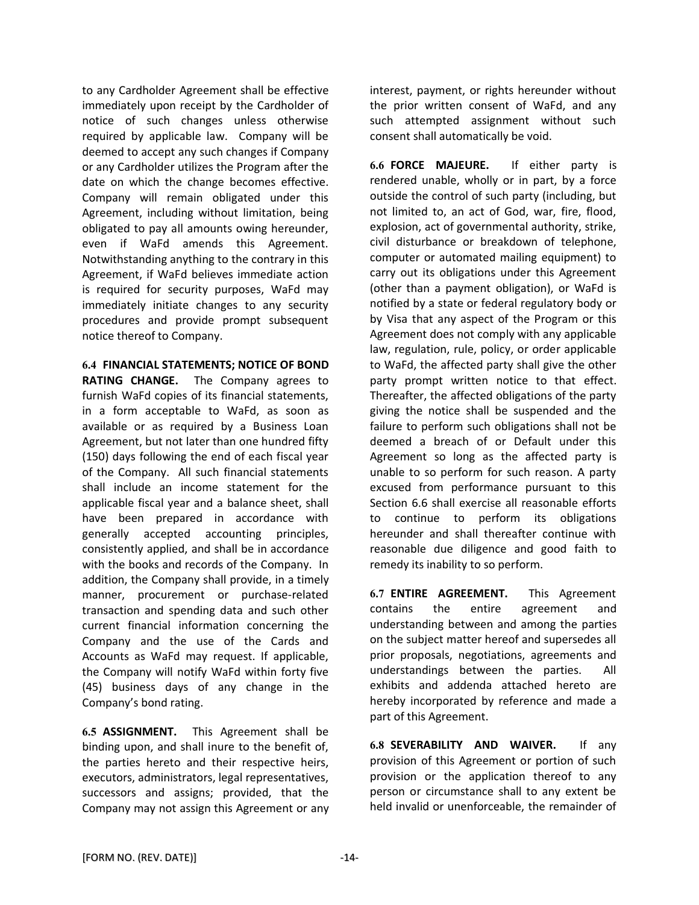to any Cardholder Agreement shall be effective immediately upon receipt by the Cardholder of notice of such changes unless otherwise required by applicable law. Company will be deemed to accept any such changes if Company or any Cardholder utilizes the Program after the date on which the change becomes effective. Company will remain obligated under this Agreement, including without limitation, being obligated to pay all amounts owing hereunder, even if WaFd amends this Agreement. Notwithstanding anything to the contrary in this Agreement, if WaFd believes immediate action is required for security purposes, WaFd may immediately initiate changes to any security procedures and provide prompt subsequent notice thereof to Company.

**6.4 FINANCIAL STATEMENTS; NOTICE OF BOND RATING CHANGE.** The Company agrees to furnish WaFd copies of its financial statements, in a form acceptable to WaFd, as soon as available or as required by a Business Loan Agreement, but not later than one hundred fifty (150) days following the end of each fiscal year of the Company. All such financial statements shall include an income statement for the applicable fiscal year and a balance sheet, shall have been prepared in accordance with generally accepted accounting principles, consistently applied, and shall be in accordance with the books and records of the Company. In addition, the Company shall provide, in a timely manner, procurement or purchase-related transaction and spending data and such other current financial information concerning the Company and the use of the Cards and Accounts as WaFd may request. If applicable, the Company will notify WaFd within forty five (45) business days of any change in the Company's bond rating.

**6.5 ASSIGNMENT.** This Agreement shall be binding upon, and shall inure to the benefit of, the parties hereto and their respective heirs, executors, administrators, legal representatives, successors and assigns; provided, that the Company may not assign this Agreement or any interest, payment, or rights hereunder without the prior written consent of WaFd, and any such attempted assignment without such consent shall automatically be void.

**6.6 FORCE MAJEURE.** If either party is rendered unable, wholly or in part, by a force outside the control of such party (including, but not limited to, an act of God, war, fire, flood, explosion, act of governmental authority, strike, civil disturbance or breakdown of telephone, computer or automated mailing equipment) to carry out its obligations under this Agreement (other than a payment obligation), or WaFd is notified by a state or federal regulatory body or by Visa that any aspect of the Program or this Agreement does not comply with any applicable law, regulation, rule, policy, or order applicable to WaFd, the affected party shall give the other party prompt written notice to that effect. Thereafter, the affected obligations of the party giving the notice shall be suspended and the failure to perform such obligations shall not be deemed a breach of or Default under this Agreement so long as the affected party is unable to so perform for such reason. A party excused from performance pursuant to this Section 6.6 shall exercise all reasonable efforts to continue to perform its obligations hereunder and shall thereafter continue with reasonable due diligence and good faith to remedy its inability to so perform.

**6.7 ENTIRE AGREEMENT.** This Agreement contains the entire agreement and understanding between and among the parties on the subject matter hereof and supersedes all prior proposals, negotiations, agreements and understandings between the parties. All exhibits and addenda attached hereto are hereby incorporated by reference and made a part of this Agreement.

**6.8 SEVERABILITY AND WAIVER.** If any provision of this Agreement or portion of such provision or the application thereof to any person or circumstance shall to any extent be held invalid or unenforceable, the remainder of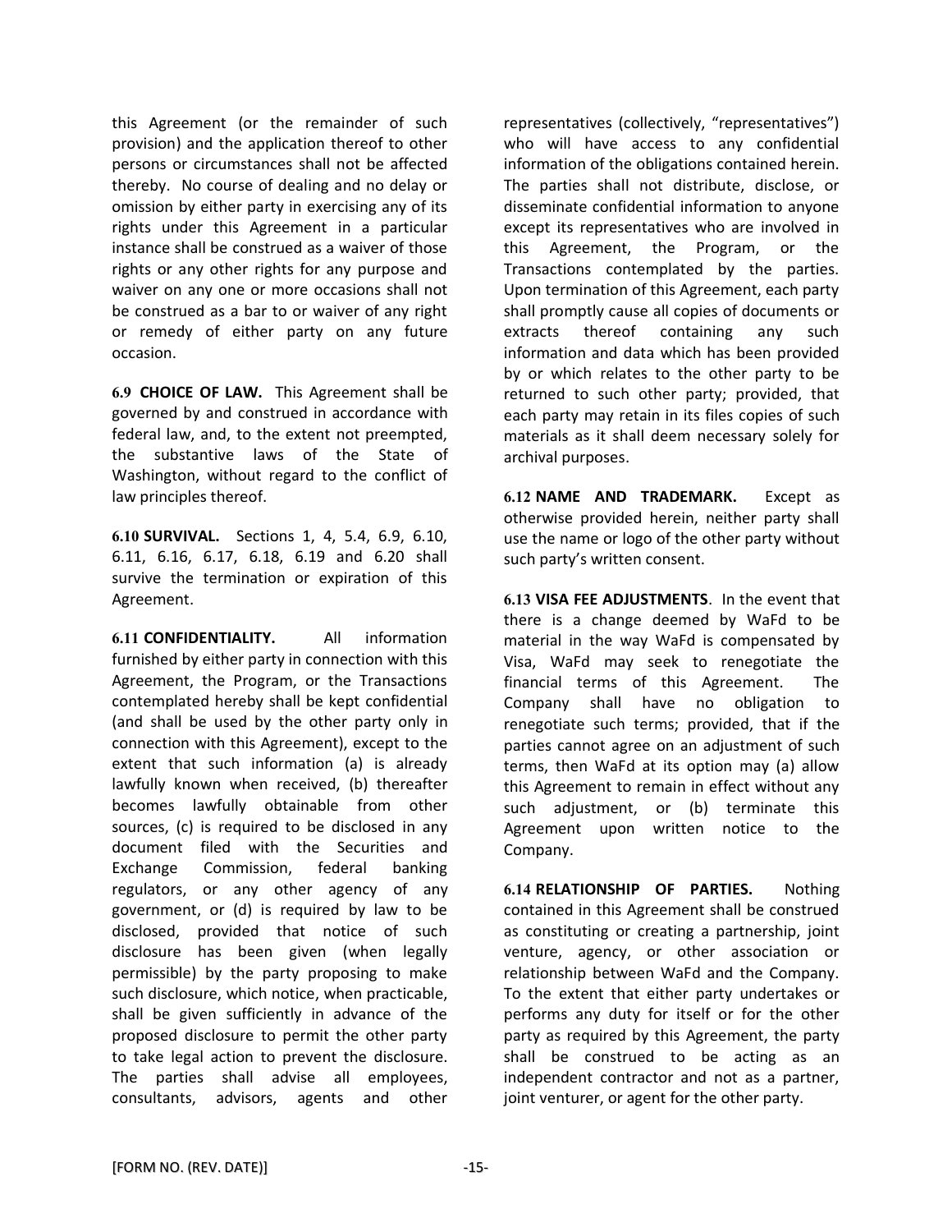this Agreement (or the remainder of such provision) and the application thereof to other persons or circumstances shall not be affected thereby. No course of dealing and no delay or omission by either party in exercising any of its rights under this Agreement in a particular instance shall be construed as a waiver of those rights or any other rights for any purpose and waiver on any one or more occasions shall not be construed as a bar to or waiver of any right or remedy of either party on any future occasion.

**6.9 CHOICE OF LAW.** This Agreement shall be governed by and construed in accordance with federal law, and, to the extent not preempted, the substantive laws of the State of Washington, without regard to the conflict of law principles thereof.

**6.10 SURVIVAL.** Sections 1, 4, 5.4, 6.9, 6.10, 6.11, 6.16, 6.17, 6.18, 6.19 and 6.20 shall survive the termination or expiration of this Agreement.

**6.11 CONFIDENTIALITY.** All information furnished by either party in connection with this Agreement, the Program, or the Transactions contemplated hereby shall be kept confidential (and shall be used by the other party only in connection with this Agreement), except to the extent that such information (a) is already lawfully known when received, (b) thereafter becomes lawfully obtainable from other sources, (c) is required to be disclosed in any document filed with the Securities and Exchange Commission, federal banking regulators, or any other agency of any government, or (d) is required by law to be disclosed, provided that notice of such disclosure has been given (when legally permissible) by the party proposing to make such disclosure, which notice, when practicable, shall be given sufficiently in advance of the proposed disclosure to permit the other party to take legal action to prevent the disclosure. The parties shall advise all employees, consultants, advisors, agents and other representatives (collectively, "representatives") who will have access to any confidential information of the obligations contained herein. The parties shall not distribute, disclose, or disseminate confidential information to anyone except its representatives who are involved in this Agreement, the Program, or the Transactions contemplated by the parties. Upon termination of this Agreement, each party shall promptly cause all copies of documents or extracts thereof containing any such information and data which has been provided by or which relates to the other party to be returned to such other party; provided, that each party may retain in its files copies of such materials as it shall deem necessary solely for archival purposes.

**6.12 NAME AND TRADEMARK.** Except as otherwise provided herein, neither party shall use the name or logo of the other party without such party's written consent.

**6.13 VISA FEE ADJUSTMENTS**. In the event that there is a change deemed by WaFd to be material in the way WaFd is compensated by Visa, WaFd may seek to renegotiate the financial terms of this Agreement. The Company shall have no obligation to renegotiate such terms; provided, that if the parties cannot agree on an adjustment of such terms, then WaFd at its option may (a) allow this Agreement to remain in effect without any such adjustment, or (b) terminate this Agreement upon written notice to the Company.

**6.14 RELATIONSHIP OF PARTIES.** Nothing contained in this Agreement shall be construed as constituting or creating a partnership, joint venture, agency, or other association or relationship between WaFd and the Company. To the extent that either party undertakes or performs any duty for itself or for the other party as required by this Agreement, the party shall be construed to be acting as an independent contractor and not as a partner, joint venturer, or agent for the other party.

[FORM NO. (REV. DATE)]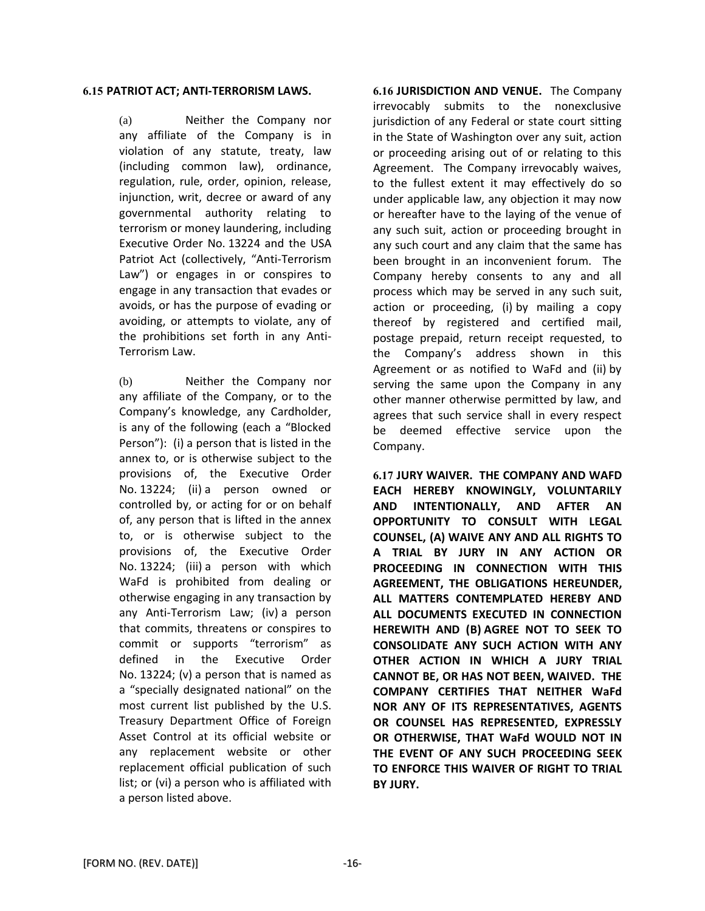**6.15 PATRIOT ACT; ANTI-TERRORISM LAWS.**

(a) Neither the Company nor any affiliate of the Company is in violation of any statute, treaty, law (including common law), ordinance, regulation, rule, order, opinion, release, injunction, writ, decree or award of any governmental authority relating to terrorism or money laundering, including Executive Order No. 13224 and the USA Patriot Act (collectively, "Anti-Terrorism Law") or engages in or conspires to engage in any transaction that evades or avoids, or has the purpose of evading or avoiding, or attempts to violate, any of the prohibitions set forth in any Anti-Terrorism Law.

(b) Neither the Company nor any affiliate of the Company, or to the Company's knowledge, any Cardholder, is any of the following (each a "Blocked Person"): (i) a person that is listed in the annex to, or is otherwise subject to the provisions of, the Executive Order No. 13224; (ii) a person owned or controlled by, or acting for or on behalf of, any person that is lifted in the annex to, or is otherwise subject to the provisions of, the Executive Order No. 13224; (iii) a person with which WaFd is prohibited from dealing or otherwise engaging in any transaction by any Anti-Terrorism Law; (iv) a person that commits, threatens or conspires to commit or supports "terrorism" as defined in the Executive Order No. 13224; (v) a person that is named as a "specially designated national" on the most current list published by the U.S. Treasury Department Office of Foreign Asset Control at its official website or any replacement website or other replacement official publication of such list; or (vi) a person who is affiliated with a person listed above.

**6.16 JURISDICTION AND VENUE.** The Company irrevocably submits to the nonexclusive jurisdiction of any Federal or state court sitting in the State of Washington over any suit, action or proceeding arising out of or relating to this Agreement. The Company irrevocably waives, to the fullest extent it may effectively do so under applicable law, any objection it may now or hereafter have to the laying of the venue of any such suit, action or proceeding brought in any such court and any claim that the same has been brought in an inconvenient forum. The Company hereby consents to any and all process which may be served in any such suit, action or proceeding, (i) by mailing a copy thereof by registered and certified mail, postage prepaid, return receipt requested, to the Company's address shown in this Agreement or as notified to WaFd and (ii) by serving the same upon the Company in any other manner otherwise permitted by law, and agrees that such service shall in every respect be deemed effective service upon the Company.

**6.17 JURY WAIVER. THE COMPANY AND WAFD EACH HEREBY KNOWINGLY, VOLUNTARILY AND INTENTIONALLY, AND AFTER AN OPPORTUNITY TO CONSULT WITH LEGAL COUNSEL, (A) WAIVE ANY AND ALL RIGHTS TO A TRIAL BY JURY IN ANY ACTION OR PROCEEDING IN CONNECTION WITH THIS AGREEMENT, THE OBLIGATIONS HEREUNDER, ALL MATTERS CONTEMPLATED HEREBY AND ALL DOCUMENTS EXECUTED IN CONNECTION HEREWITH AND (B) AGREE NOT TO SEEK TO CONSOLIDATE ANY SUCH ACTION WITH ANY OTHER ACTION IN WHICH A JURY TRIAL CANNOT BE, OR HAS NOT BEEN, WAIVED. THE COMPANY CERTIFIES THAT NEITHER WaFd NOR ANY OF ITS REPRESENTATIVES, AGENTS OR COUNSEL HAS REPRESENTED, EXPRESSLY OR OTHERWISE, THAT WaFd WOULD NOT IN THE EVENT OF ANY SUCH PROCEEDING SEEK TO ENFORCE THIS WAIVER OF RIGHT TO TRIAL BY JURY.**

[FORM NO. (REV. DATE)]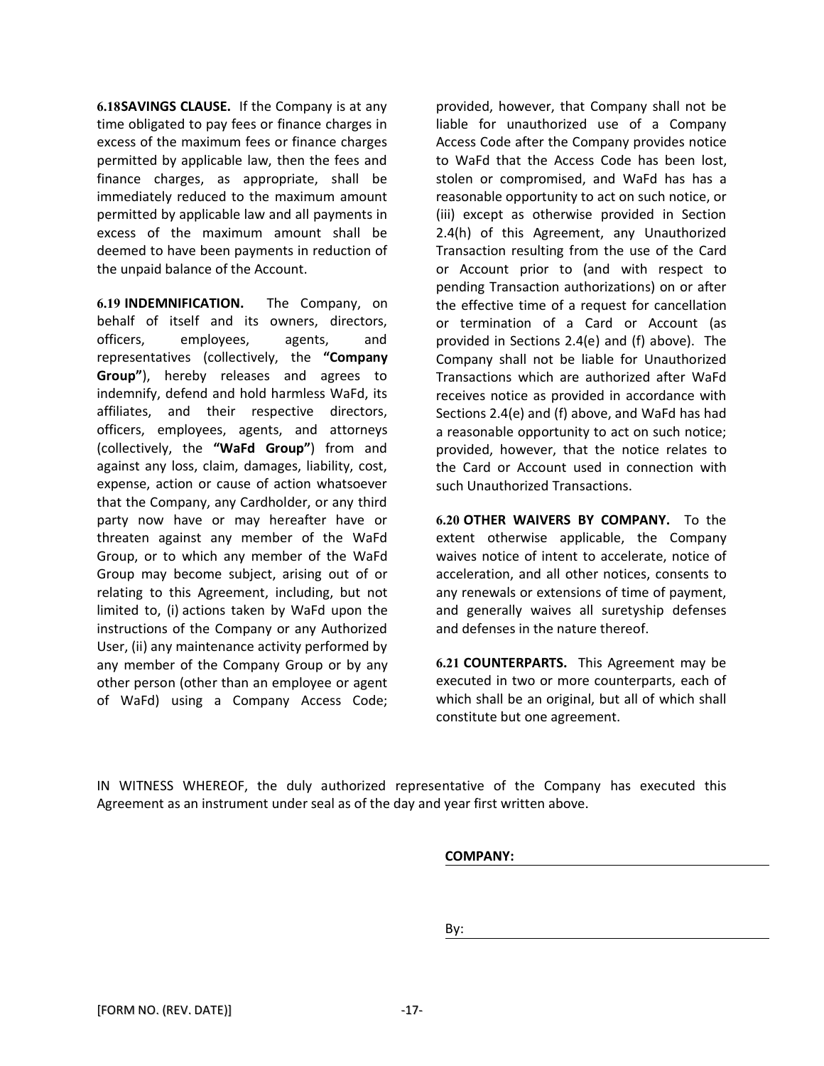**6.18 SAVINGS CLAUSE.** If the Company is at any time obligated to pay fees or finance charges in excess of the maximum fees or finance charges permitted by applicable law, then the fees and finance charges, as appropriate, shall be immediately reduced to the maximum amount permitted by applicable law and all payments in excess of the maximum amount shall be deemed to have been payments in reduction of the unpaid balance of the Account.

**6.19 INDEMNIFICATION.** The Company, on behalf of itself and its owners, directors, officers, employees, agents, and representatives (collectively, the **"Company Group"**), hereby releases and agrees to indemnify, defend and hold harmless WaFd, its affiliates, and their respective directors, officers, employees, agents, and attorneys (collectively, the **"WaFd Group"**) from and against any loss, claim, damages, liability, cost, expense, action or cause of action whatsoever that the Company, any Cardholder, or any third party now have or may hereafter have or threaten against any member of the WaFd Group, or to which any member of the WaFd Group may become subject, arising out of or relating to this Agreement, including, but not limited to, (i) actions taken by WaFd upon the instructions of the Company or any Authorized User, (ii) any maintenance activity performed by any member of the Company Group or by any other person (other than an employee or agent of WaFd) using a Company Access Code; provided, however, that Company shall not be liable for unauthorized use of a Company Access Code after the Company provides notice to WaFd that the Access Code has been lost, stolen or compromised, and WaFd has has a reasonable opportunity to act on such notice, or (iii) except as otherwise provided in Section 2.4(h) of this Agreement, any Unauthorized Transaction resulting from the use of the Card or Account prior to (and with respect to pending Transaction authorizations) on or after the effective time of a request for cancellation or termination of a Card or Account (as provided in Sections 2.4(e) and (f) above). The Company shall not be liable for Unauthorized Transactions which are authorized after WaFd receives notice as provided in accordance with Sections 2.4(e) and (f) above, and WaFd has had a reasonable opportunity to act on such notice; provided, however, that the notice relates to the Card or Account used in connection with such Unauthorized Transactions.

**6.20 OTHER WAIVERS BY COMPANY.** To the extent otherwise applicable, the Company waives notice of intent to accelerate, notice of acceleration, and all other notices, consents to any renewals or extensions of time of payment, and generally waives all suretyship defenses and defenses in the nature thereof.

**6.21 COUNTERPARTS.** This Agreement may be executed in two or more counterparts, each of which shall be an original, but all of which shall constitute but one agreement.

IN WITNESS WHEREOF, the duly authorized representative of the Company has executed this Agreement as an instrument under seal as of the day and year first written above.

**COMPANY:** ______________________________

By: ______________________________

[FORM NO. (REV. DATE)]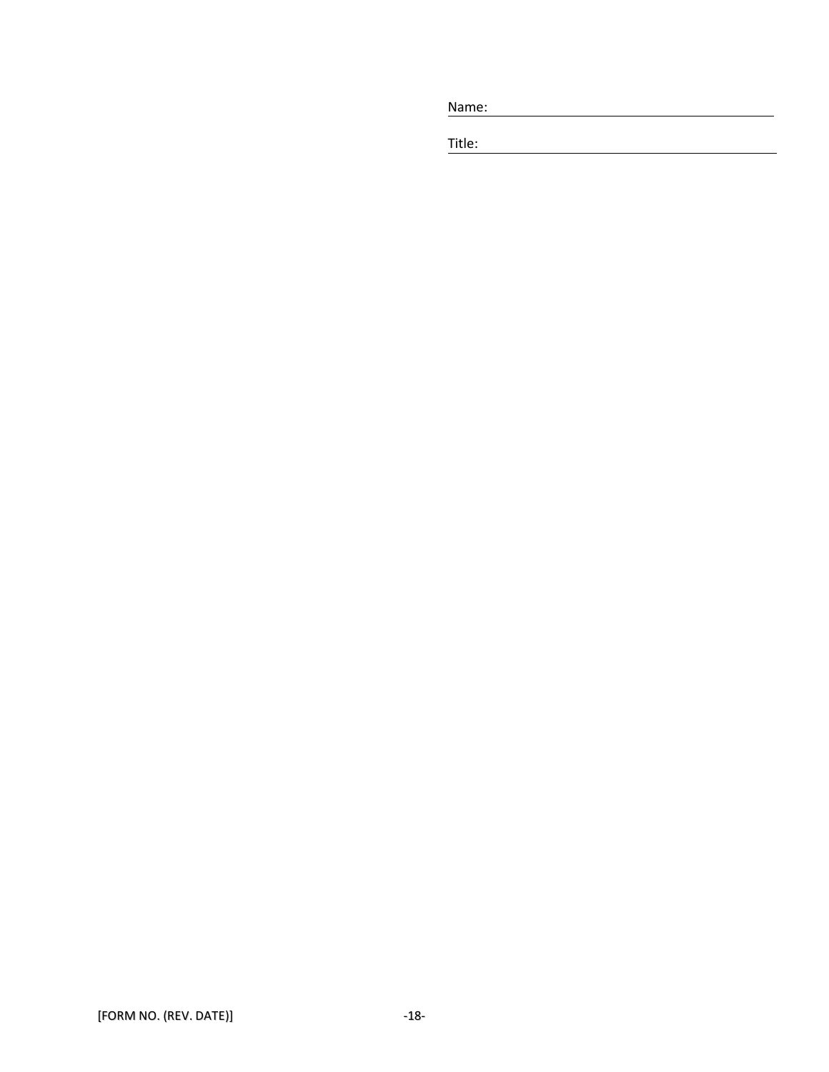Name: ______________________________

Title: ______________________________

[FORM NO. (REV. DATE)]